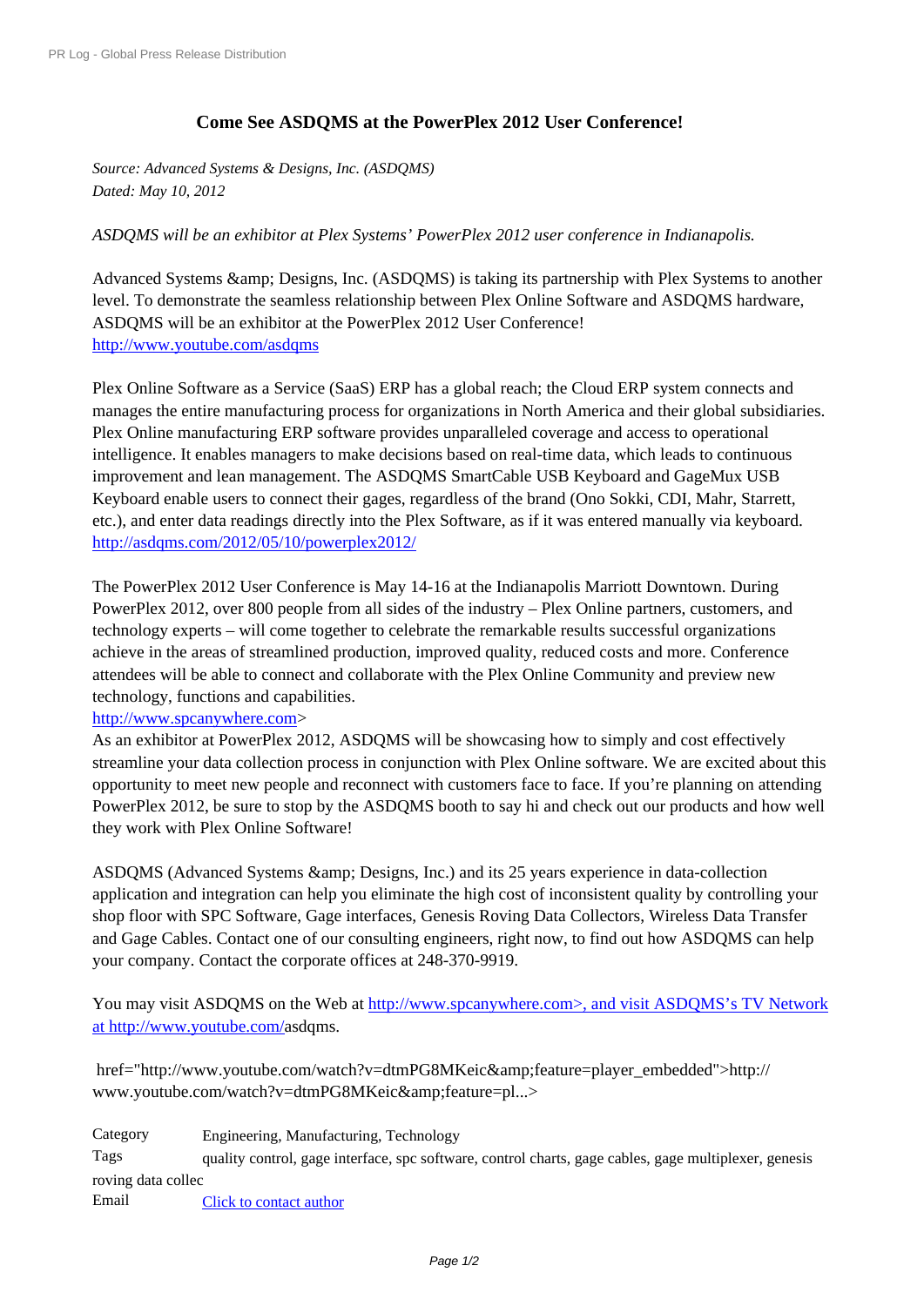# Come See ASDQMS at the PowerPlex 2012 User Conference!

*Source: Advanced Systems & Designs, Inc. (ASDQMS)*
*Dated: May 10, 2012*

*ASDQMS will be an exhibitor at Plex Systems' PowerPlex 2012 user conference in Indianapolis.*

Advanced Systems &amp; Designs, Inc. (ASDQMS) is taking its partnership with Plex Systems to another level. To demonstrate the seamless relationship between Plex Online Software and ASDQMS hardware, ASDQMS will be an exhibitor at the PowerPlex 2012 User Conference!
http://www.youtube.com/asdqms

Plex Online Software as a Service (SaaS) ERP has a global reach; the Cloud ERP system connects and manages the entire manufacturing process for organizations in North America and their global subsidiaries. Plex Online manufacturing ERP software provides unparalleled coverage and access to operational intelligence. It enables managers to make decisions based on real-time data, which leads to continuous improvement and lean management. The ASDQMS SmartCable USB Keyboard and GageMux USB Keyboard enable users to connect their gages, regardless of the brand (Ono Sokki, CDI, Mahr, Starrett, etc.), and enter data readings directly into the Plex Software, as if it was entered manually via keyboard.
http://asdqms.com/2012/05/10/powerplex2012/

The PowerPlex 2012 User Conference is May 14-16 at the Indianapolis Marriott Downtown. During PowerPlex 2012, over 800 people from all sides of the industry – Plex Online partners, customers, and technology experts – will come together to celebrate the remarkable results successful organizations achieve in the areas of streamlined production, improved quality, reduced costs and more. Conference attendees will be able to connect and collaborate with the Plex Online Community and preview new technology, functions and capabilities.
http://www.spcanywhere.com>
As an exhibitor at PowerPlex 2012, ASDQMS will be showcasing how to simply and cost effectively streamline your data collection process in conjunction with Plex Online software. We are excited about this opportunity to meet new people and reconnect with customers face to face. If you're planning on attending PowerPlex 2012, be sure to stop by the ASDQMS booth to say hi and check out our products and how well they work with Plex Online Software!

ASDQMS (Advanced Systems &amp; Designs, Inc.) and its 25 years experience in data-collection application and integration can help you eliminate the high cost of inconsistent quality by controlling your shop floor with SPC Software, Gage interfaces, Genesis Roving Data Collectors, Wireless Data Transfer and Gage Cables. Contact one of our consulting engineers, right now, to find out how ASDQMS can help your company. Contact the corporate offices at 248-370-9919.

You may visit ASDQMS on the Web at http://www.spcanywhere.com>, and visit ASDQMS's TV Network at http://www.youtube.com/asdqms.

href="http://www.youtube.com/watch?v=dtmPG8MKeic&amp;feature=player_embedded">http://www.youtube.com/watch?v=dtmPG8MKeic&amp;feature=pl...>

Category: Engineering, Manufacturing, Technology
Tags: quality control, gage interface, spc software, control charts, gage cables, gage multiplexer, genesis roving data collec
Email: Click to contact author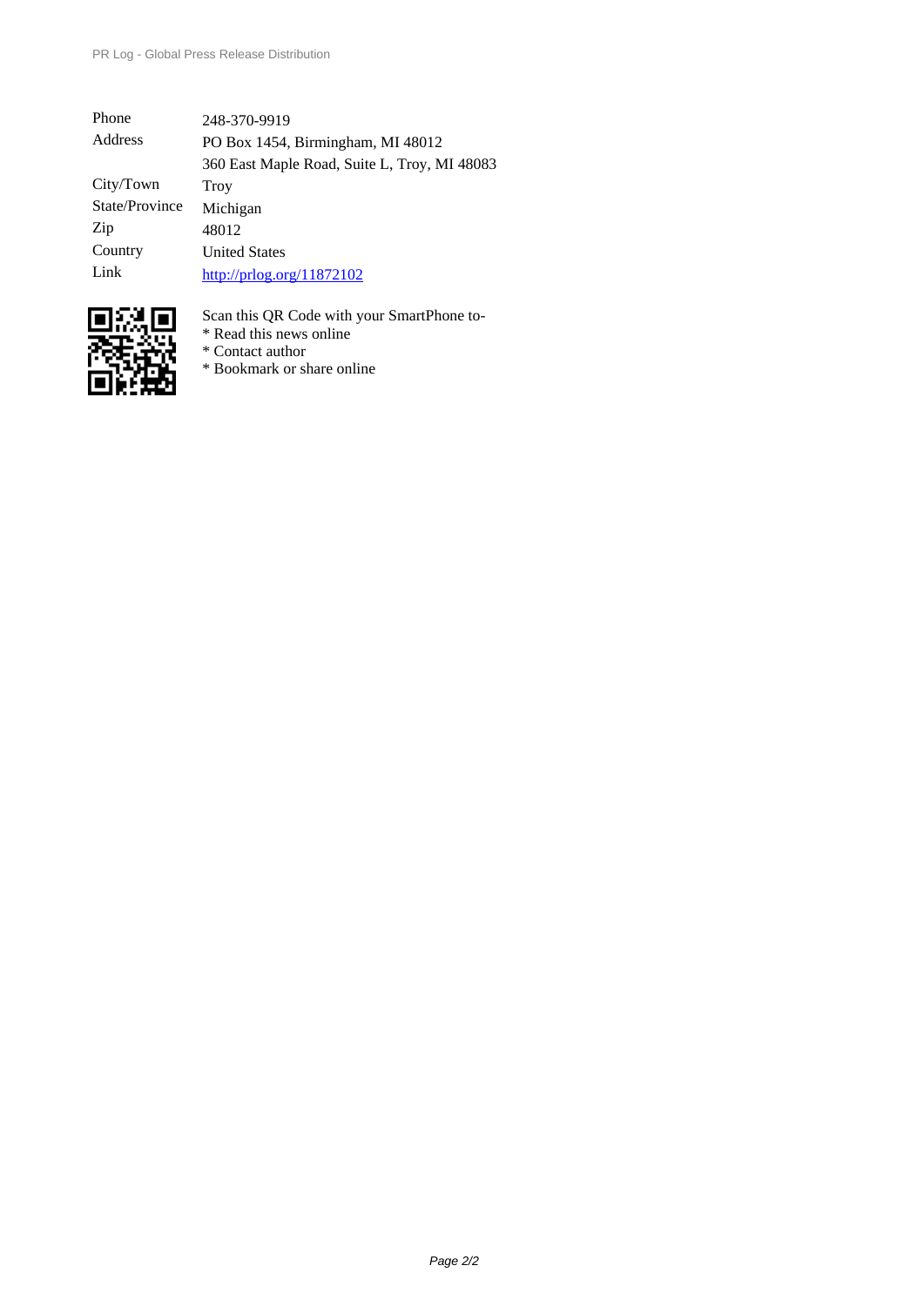| | |
|---|---|
| Phone | 248-370-9919 |
| Address | PO Box 1454, Birmingham, MI 48012 |
| | 360 East Maple Road, Suite L, Troy, MI 48083 |
| City/Town | Troy |
| State/Province | Michigan |
| Zip | 48012 |
| Country | United States |
| Link | [http://prlog.org/11872102](http://prlog.org/11872102) |

Scan this QR Code with your SmartPhone to-
* Read this news online
* Contact author
* Bookmark or share online